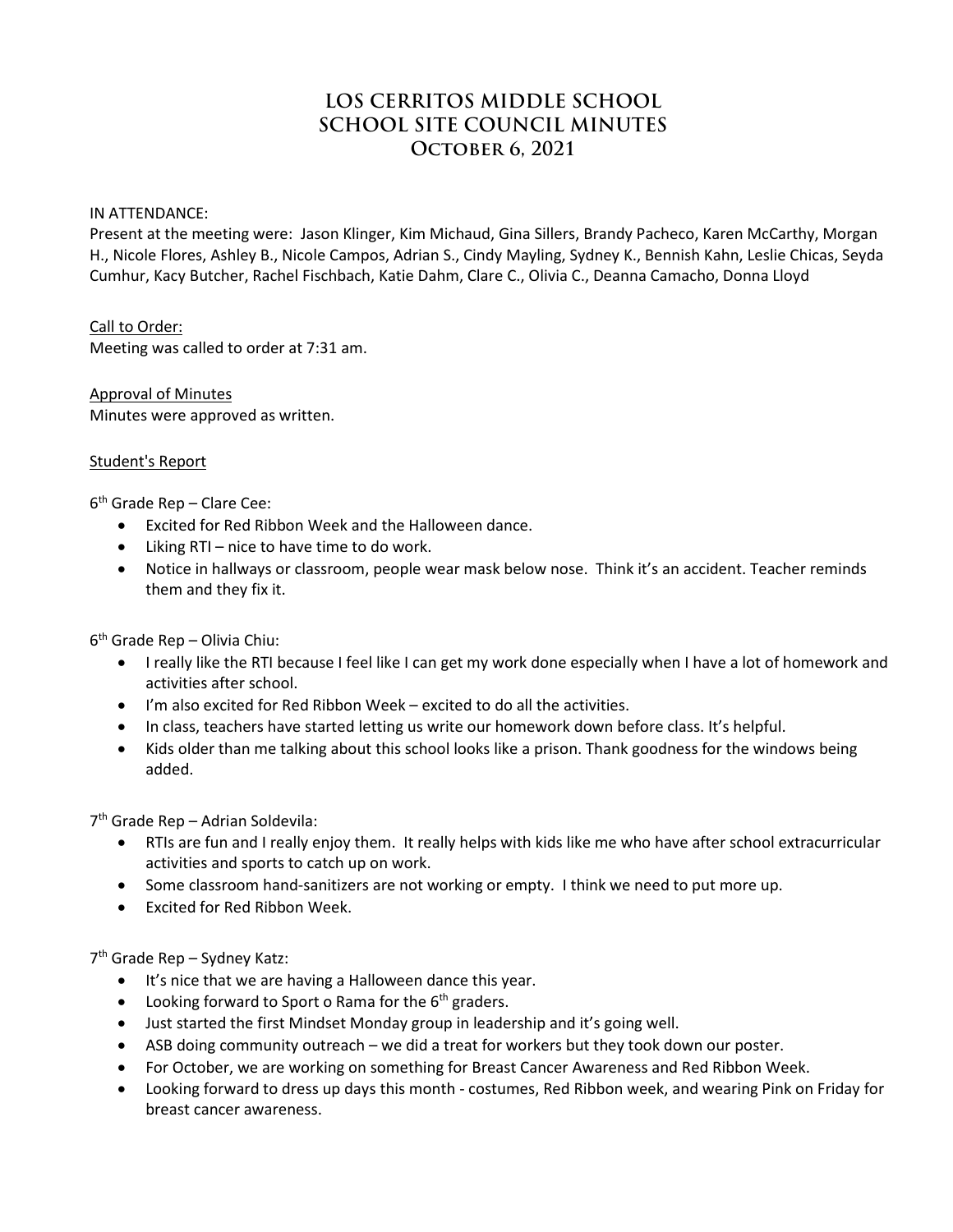# LOS CERRITOS MIDDLE SCHOOL
# SCHOOL SITE COUNCIL MINUTES
# October 6, 2021

IN ATTENDANCE:
Present at the meeting were: Jason Klinger, Kim Michaud, Gina Sillers, Brandy Pacheco, Karen McCarthy, Morgan H., Nicole Flores, Ashley B., Nicole Campos, Adrian S., Cindy Mayling, Sydney K., Bennish Kahn, Leslie Chicas, Seyda Cumhur, Kacy Butcher, Rachel Fischbach, Katie Dahm, Clare C., Olivia C., Deanna Camacho, Donna Lloyd

Call to Order:
Meeting was called to order at 7:31 am.

Approval of Minutes
Minutes were approved as written.

Student's Report

6th Grade Rep – Clare Cee:

- Excited for Red Ribbon Week and the Halloween dance.
- Liking RTI – nice to have time to do work.
- Notice in hallways or classroom, people wear mask below nose. Think it's an accident. Teacher reminds them and they fix it.

6th Grade Rep – Olivia Chiu:

- I really like the RTI because I feel like I can get my work done especially when I have a lot of homework and activities after school.
- I'm also excited for Red Ribbon Week – excited to do all the activities.
- In class, teachers have started letting us write our homework down before class. It's helpful.
- Kids older than me talking about this school looks like a prison. Thank goodness for the windows being added.

7th Grade Rep – Adrian Soldevila:

- RTIs are fun and I really enjoy them. It really helps with kids like me who have after school extracurricular activities and sports to catch up on work.
- Some classroom hand-sanitizers are not working or empty. I think we need to put more up.
- Excited for Red Ribbon Week.

7th Grade Rep – Sydney Katz:

- It's nice that we are having a Halloween dance this year.
- Looking forward to Sport o Rama for the 6th graders.
- Just started the first Mindset Monday group in leadership and it's going well.
- ASB doing community outreach – we did a treat for workers but they took down our poster.
- For October, we are working on something for Breast Cancer Awareness and Red Ribbon Week.
- Looking forward to dress up days this month - costumes, Red Ribbon week, and wearing Pink on Friday for breast cancer awareness.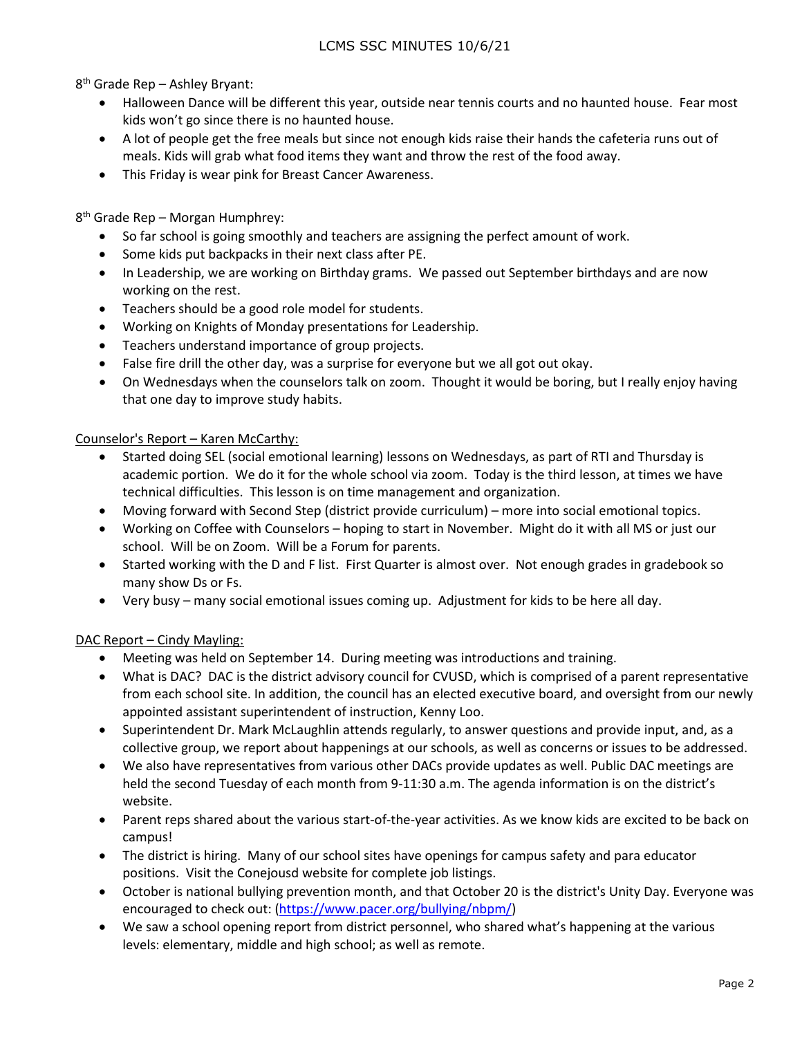8th Grade Rep – Ashley Bryant:

- Halloween Dance will be different this year, outside near tennis courts and no haunted house. Fear most kids won't go since there is no haunted house.
- A lot of people get the free meals but since not enough kids raise their hands the cafeteria runs out of meals. Kids will grab what food items they want and throw the rest of the food away.
- This Friday is wear pink for Breast Cancer Awareness.

8th Grade Rep – Morgan Humphrey:

- So far school is going smoothly and teachers are assigning the perfect amount of work.
- Some kids put backpacks in their next class after PE.
- In Leadership, we are working on Birthday grams. We passed out September birthdays and are now working on the rest.
- Teachers should be a good role model for students.
- Working on Knights of Monday presentations for Leadership.
- Teachers understand importance of group projects.
- False fire drill the other day, was a surprise for everyone but we all got out okay.
- On Wednesdays when the counselors talk on zoom. Thought it would be boring, but I really enjoy having that one day to improve study habits.

Counselor's Report – Karen McCarthy:

- Started doing SEL (social emotional learning) lessons on Wednesdays, as part of RTI and Thursday is academic portion. We do it for the whole school via zoom. Today is the third lesson, at times we have technical difficulties. This lesson is on time management and organization.
- Moving forward with Second Step (district provide curriculum) – more into social emotional topics.
- Working on Coffee with Counselors – hoping to start in November. Might do it with all MS or just our school. Will be on Zoom. Will be a Forum for parents.
- Started working with the D and F list. First Quarter is almost over. Not enough grades in gradebook so many show Ds or Fs.
- Very busy – many social emotional issues coming up. Adjustment for kids to be here all day.

DAC Report – Cindy Mayling:

- Meeting was held on September 14. During meeting was introductions and training.
- What is DAC? DAC is the district advisory council for CVUSD, which is comprised of a parent representative from each school site. In addition, the council has an elected executive board, and oversight from our newly appointed assistant superintendent of instruction, Kenny Loo.
- Superintendent Dr. Mark McLaughlin attends regularly, to answer questions and provide input, and, as a collective group, we report about happenings at our schools, as well as concerns or issues to be addressed.
- We also have representatives from various other DACs provide updates as well. Public DAC meetings are held the second Tuesday of each month from 9-11:30 a.m. The agenda information is on the district's website.
- Parent reps shared about the various start-of-the-year activities. As we know kids are excited to be back on campus!
- The district is hiring. Many of our school sites have openings for campus safety and para educator positions. Visit the Conejousd website for complete job listings.
- October is national bullying prevention month, and that October 20 is the district's Unity Day. Everyone was encouraged to check out: (https://www.pacer.org/bullying/nbpm/)
- We saw a school opening report from district personnel, who shared what's happening at the various levels: elementary, middle and high school; as well as remote.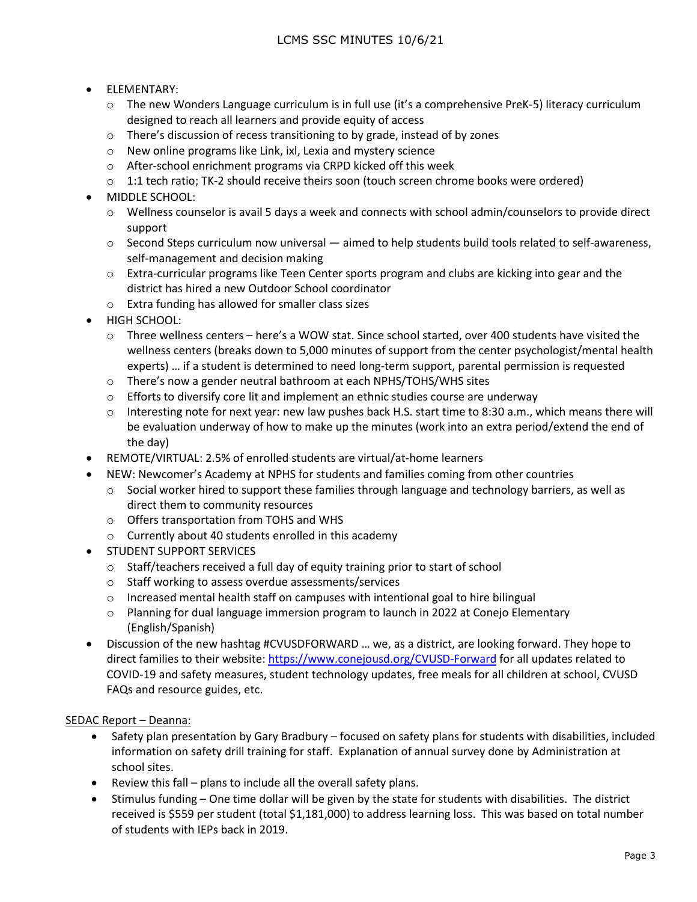- ELEMENTARY:
  - The new Wonders Language curriculum is in full use (it's a comprehensive PreK-5) literacy curriculum designed to reach all learners and provide equity of access
  - There's discussion of recess transitioning to by grade, instead of by zones
  - New online programs like Link, ixl, Lexia and mystery science
  - After-school enrichment programs via CRPD kicked off this week
  - 1:1 tech ratio; TK-2 should receive theirs soon (touch screen chrome books were ordered)
- MIDDLE SCHOOL:
  - Wellness counselor is avail 5 days a week and connects with school admin/counselors to provide direct support
  - Second Steps curriculum now universal — aimed to help students build tools related to self-awareness, self-management and decision making
  - Extra-curricular programs like Teen Center sports program and clubs are kicking into gear and the district has hired a new Outdoor School coordinator
  - Extra funding has allowed for smaller class sizes
- HIGH SCHOOL:
  - Three wellness centers – here's a WOW stat. Since school started, over 400 students have visited the wellness centers (breaks down to 5,000 minutes of support from the center psychologist/mental health experts) … if a student is determined to need long-term support, parental permission is requested
  - There's now a gender neutral bathroom at each NPHS/TOHS/WHS sites
  - Efforts to diversify core lit and implement an ethnic studies course are underway
  - Interesting note for next year: new law pushes back H.S. start time to 8:30 a.m., which means there will be evaluation underway of how to make up the minutes (work into an extra period/extend the end of the day)
- REMOTE/VIRTUAL: 2.5% of enrolled students are virtual/at-home learners
- NEW: Newcomer's Academy at NPHS for students and families coming from other countries
  - Social worker hired to support these families through language and technology barriers, as well as direct them to community resources
  - Offers transportation from TOHS and WHS
  - Currently about 40 students enrolled in this academy
- STUDENT SUPPORT SERVICES
  - Staff/teachers received a full day of equity training prior to start of school
  - Staff working to assess overdue assessments/services
  - Increased mental health staff on campuses with intentional goal to hire bilingual
  - Planning for dual language immersion program to launch in 2022 at Conejo Elementary (English/Spanish)
- Discussion of the new hashtag #CVUSDFORWARD … we, as a district, are looking forward. They hope to direct families to their website: [https://www.conejousd.org/CVUSD-Forward](https://www.conejousd.org/CVUSD-Forward) for all updates related to COVID-19 and safety measures, student technology updates, free meals for all children at school, CVUSD FAQs and resource guides, etc.

<u>SEDAC Report – Deanna:</u>

- Safety plan presentation by Gary Bradbury – focused on safety plans for students with disabilities, included information on safety drill training for staff. Explanation of annual survey done by Administration at school sites.
- Review this fall – plans to include all the overall safety plans.
- Stimulus funding – One time dollar will be given by the state for students with disabilities. The district received is $559 per student (total $1,181,000) to address learning loss. This was based on total number of students with IEPs back in 2019.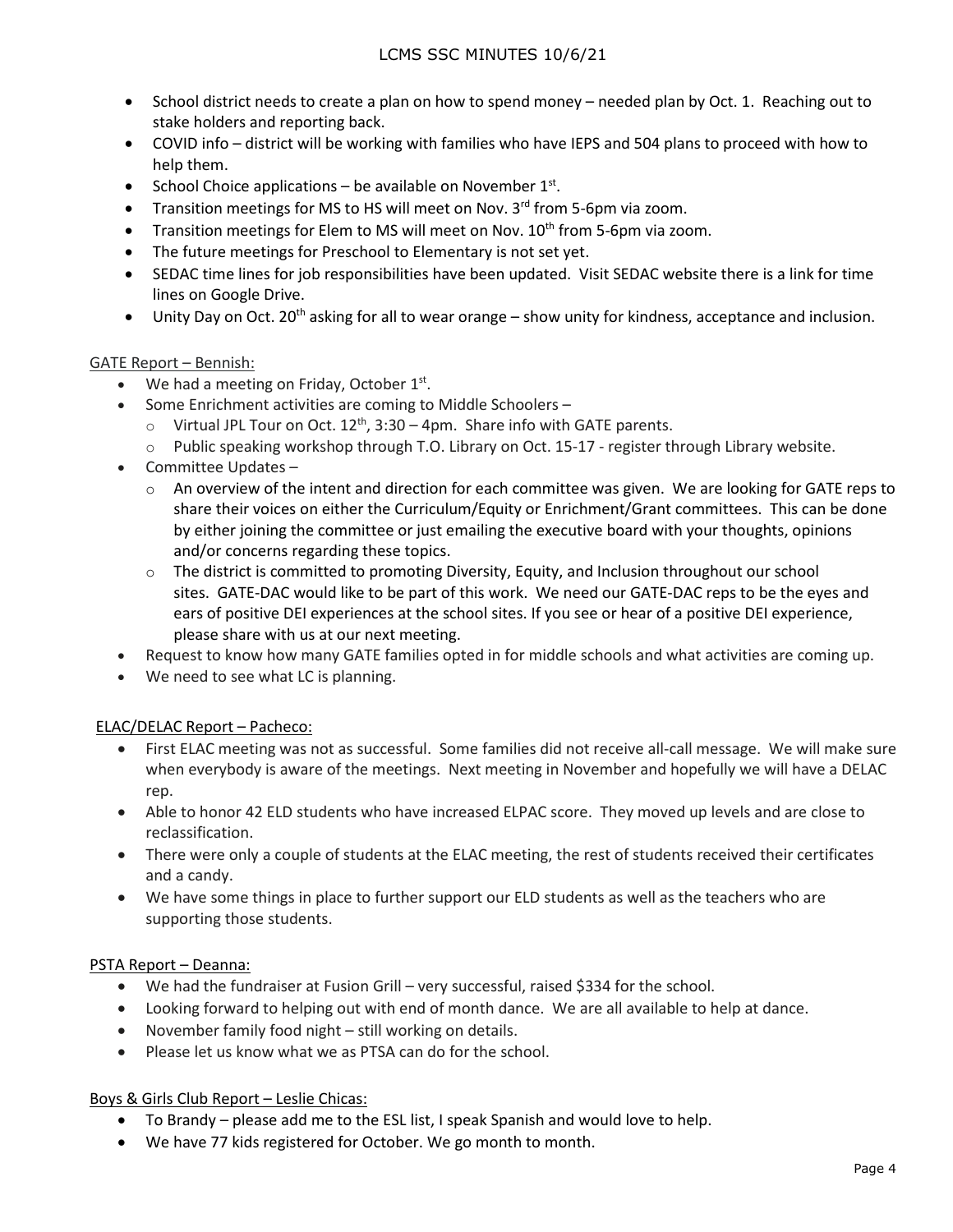- School district needs to create a plan on how to spend money – needed plan by Oct. 1. Reaching out to stake holders and reporting back.
- COVID info – district will be working with families who have IEPS and 504 plans to proceed with how to help them.
- School Choice applications – be available on November 1st.
- Transition meetings for MS to HS will meet on Nov. 3rd from 5-6pm via zoom.
- Transition meetings for Elem to MS will meet on Nov. 10th from 5-6pm via zoom.
- The future meetings for Preschool to Elementary is not set yet.
- SEDAC time lines for job responsibilities have been updated. Visit SEDAC website there is a link for time lines on Google Drive.
- Unity Day on Oct. 20th asking for all to wear orange – show unity for kindness, acceptance and inclusion.

GATE Report – Bennish:

- We had a meeting on Friday, October 1st.
- Some Enrichment activities are coming to Middle Schoolers –
  - Virtual JPL Tour on Oct. 12th, 3:30 – 4pm. Share info with GATE parents.
  - Public speaking workshop through T.O. Library on Oct. 15-17 - register through Library website.
- Committee Updates –
  - An overview of the intent and direction for each committee was given. We are looking for GATE reps to share their voices on either the Curriculum/Equity or Enrichment/Grant committees. This can be done by either joining the committee or just emailing the executive board with your thoughts, opinions and/or concerns regarding these topics.
  - The district is committed to promoting Diversity, Equity, and Inclusion throughout our school sites. GATE-DAC would like to be part of this work. We need our GATE-DAC reps to be the eyes and ears of positive DEI experiences at the school sites. If you see or hear of a positive DEI experience, please share with us at our next meeting.
- Request to know how many GATE families opted in for middle schools and what activities are coming up.
- We need to see what LC is planning.

ELAC/DELAC Report – Pacheco:

- First ELAC meeting was not as successful. Some families did not receive all-call message. We will make sure when everybody is aware of the meetings. Next meeting in November and hopefully we will have a DELAC rep.
- Able to honor 42 ELD students who have increased ELPAC score. They moved up levels and are close to reclassification.
- There were only a couple of students at the ELAC meeting, the rest of students received their certificates and a candy.
- We have some things in place to further support our ELD students as well as the teachers who are supporting those students.

PSTA Report – Deanna:

- We had the fundraiser at Fusion Grill – very successful, raised $334 for the school.
- Looking forward to helping out with end of month dance. We are all available to help at dance.
- November family food night – still working on details.
- Please let us know what we as PTSA can do for the school.

Boys & Girls Club Report – Leslie Chicas:

- To Brandy – please add me to the ESL list, I speak Spanish and would love to help.
- We have 77 kids registered for October. We go month to month.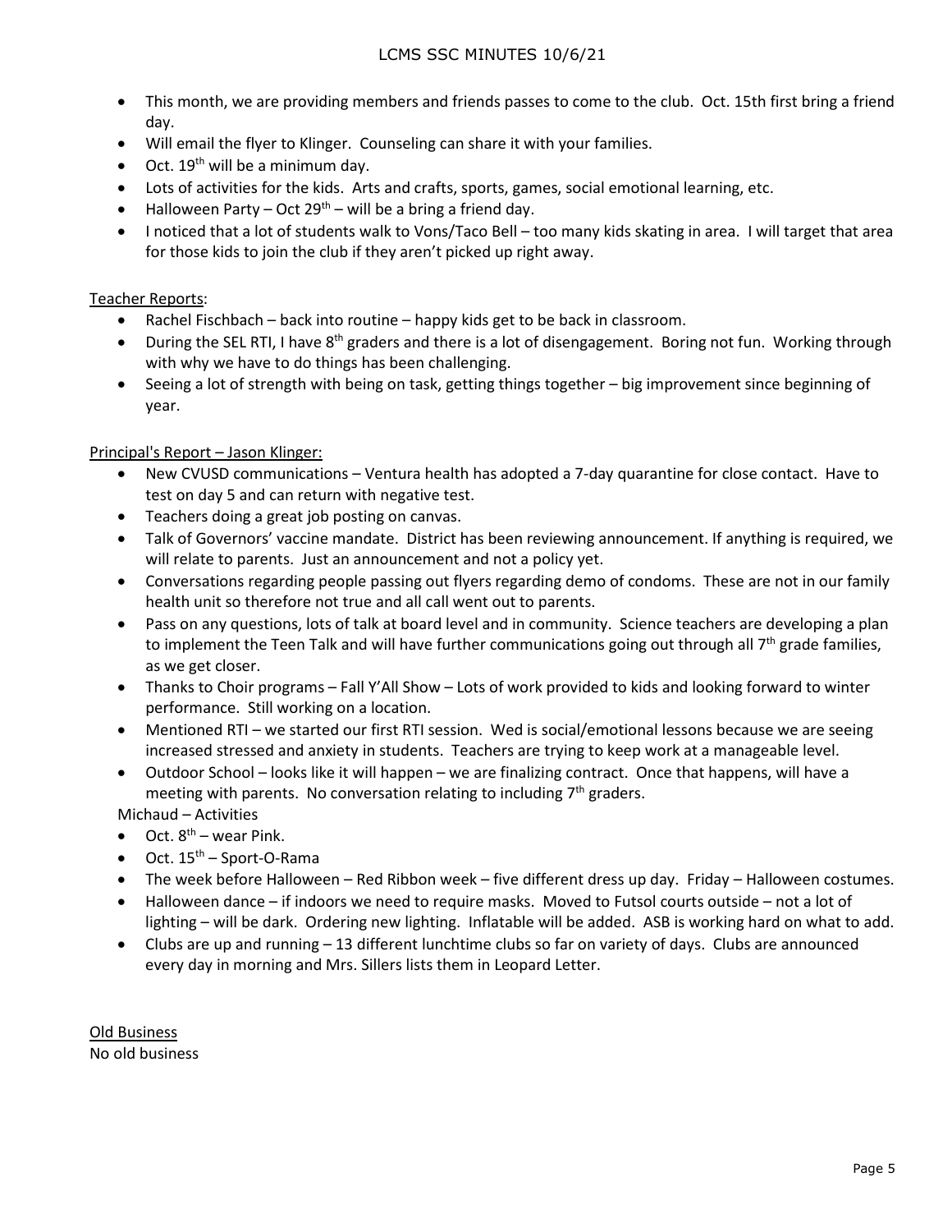- This month, we are providing members and friends passes to come to the club. Oct. 15th first bring a friend day.
- Will email the flyer to Klinger. Counseling can share it with your families.
- Oct. 19th will be a minimum day.
- Lots of activities for the kids. Arts and crafts, sports, games, social emotional learning, etc.
- Halloween Party – Oct 29th – will be a bring a friend day.
- I noticed that a lot of students walk to Vons/Taco Bell – too many kids skating in area. I will target that area for those kids to join the club if they aren't picked up right away.

Teacher Reports:

- Rachel Fischbach – back into routine – happy kids get to be back in classroom.
- During the SEL RTI, I have 8th graders and there is a lot of disengagement. Boring not fun. Working through with why we have to do things has been challenging.
- Seeing a lot of strength with being on task, getting things together – big improvement since beginning of year.

Principal's Report – Jason Klinger:

- New CVUSD communications – Ventura health has adopted a 7-day quarantine for close contact. Have to test on day 5 and can return with negative test.
- Teachers doing a great job posting on canvas.
- Talk of Governors' vaccine mandate. District has been reviewing announcement. If anything is required, we will relate to parents. Just an announcement and not a policy yet.
- Conversations regarding people passing out flyers regarding demo of condoms. These are not in our family health unit so therefore not true and all call went out to parents.
- Pass on any questions, lots of talk at board level and in community. Science teachers are developing a plan to implement the Teen Talk and will have further communications going out through all 7th grade families, as we get closer.
- Thanks to Choir programs – Fall Y'All Show – Lots of work provided to kids and looking forward to winter performance. Still working on a location.
- Mentioned RTI – we started our first RTI session. Wed is social/emotional lessons because we are seeing increased stressed and anxiety in students. Teachers are trying to keep work at a manageable level.
- Outdoor School – looks like it will happen – we are finalizing contract. Once that happens, will have a meeting with parents. No conversation relating to including 7th graders.

Michaud – Activities

- Oct. 8th – wear Pink.
- Oct. 15th – Sport-O-Rama
- The week before Halloween – Red Ribbon week – five different dress up day. Friday – Halloween costumes.
- Halloween dance – if indoors we need to require masks. Moved to Futsol courts outside – not a lot of lighting – will be dark. Ordering new lighting. Inflatable will be added. ASB is working hard on what to add.
- Clubs are up and running – 13 different lunchtime clubs so far on variety of days. Clubs are announced every day in morning and Mrs. Sillers lists them in Leopard Letter.

Old Business

No old business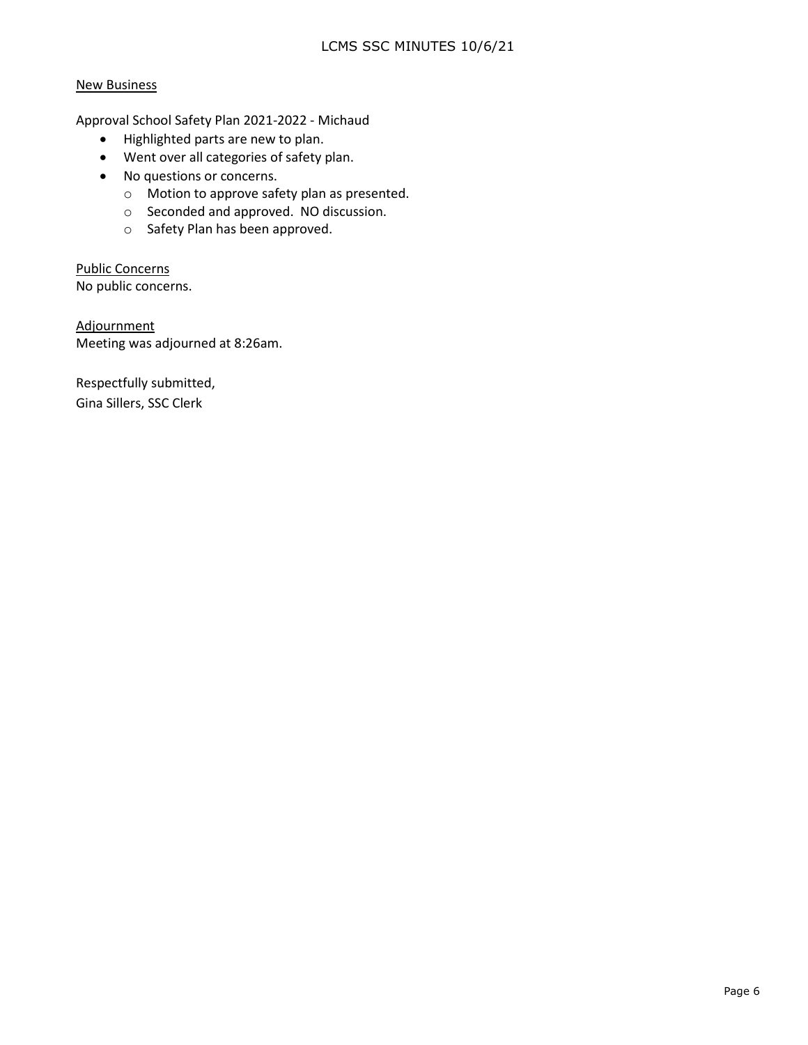New Business

Approval School Safety Plan 2021-2022 - Michaud

- Highlighted parts are new to plan.
- Went over all categories of safety plan.
- No questions or concerns.
  - Motion to approve safety plan as presented.
  - Seconded and approved. NO discussion.
  - Safety Plan has been approved.

Public Concerns

No public concerns.

Adjournment

Meeting was adjourned at 8:26am.

Respectfully submitted,
Gina Sillers, SSC Clerk